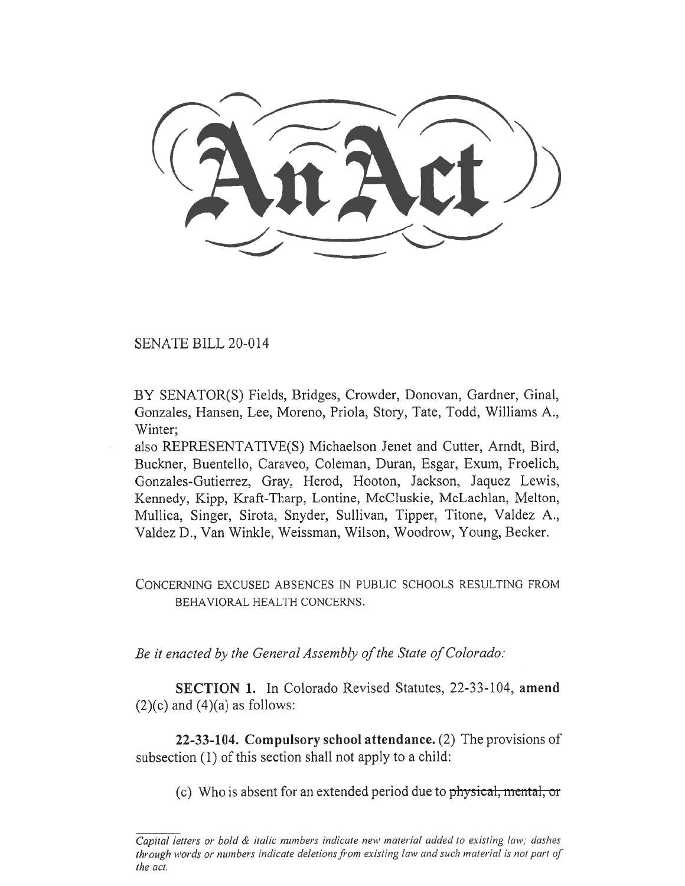# An Act

SENATE BILL 20-014

BY SENATOR(S) Fields, Bridges, Crowder, Donovan, Gardner, Ginal, Gonzales, Hansen, Lee, Moreno, Priola, Story, Tate, Todd, Williams A., Winter;

also REPRESENTATIVE(S) Michaelson Jenet and Cutter, Arndt, Bird, Buckner, Buentello, Caraveo, Coleman, Duran, Esgar, Exum, Froelich, Gonzales-Gutierrez, Gray, Herod, Hooton, Jackson, Jaquez Lewis, Kennedy, Kipp, Kraft-Tharp, Lontine, McCluskie, McLachlan, Melton, Mullica, Singer, Sirota, Snyder, Sullivan, Tipper, Titone, Valdez A., Valdez D., Van Winkle, Weissman, Wilson, Woodrow, Young, Becker.

CONCERNING EXCUSED ABSENCES IN PUBLIC SCHOOLS RESULTING FROM BEHAVIORAL HEALTH CONCERNS.

*Be it enacted by the General Assembly of the State of Colorado:*

**SECTION 1.** In Colorado Revised Statutes, 22-33-104, **amend** (2)(c) and (4)(a) as follows:

**22-33-104. Compulsory school attendance.** (2) The provisions of subsection (1) of this section shall not apply to a child:

(c) Who is absent for an extended period due to ~~physical, mental, or~~

---

*Capital letters or bold & italic numbers indicate new material added to existing law; dashes through words or numbers indicate deletions from existing law and such material is not part of the act.*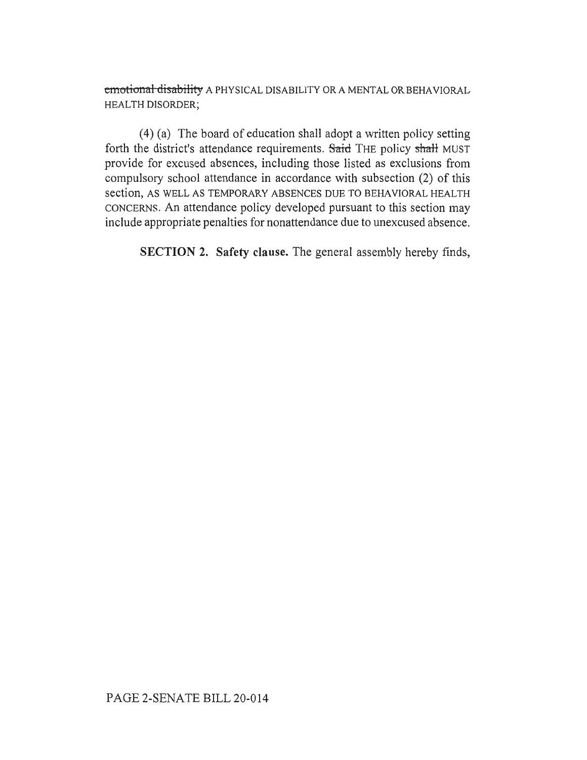~~emotional disability~~ A PHYSICAL DISABILITY OR A MENTAL OR BEHAVIORAL HEALTH DISORDER;

(4) (a) The board of education shall adopt a written policy setting forth the district's attendance requirements. ~~Said~~ THE policy ~~shall~~ MUST provide for excused absences, including those listed as exclusions from compulsory school attendance in accordance with subsection (2) of this section, AS WELL AS TEMPORARY ABSENCES DUE TO BEHAVIORAL HEALTH CONCERNS. An attendance policy developed pursuant to this section may include appropriate penalties for nonattendance due to unexcused absence.

**SECTION 2. Safety clause.** The general assembly hereby finds,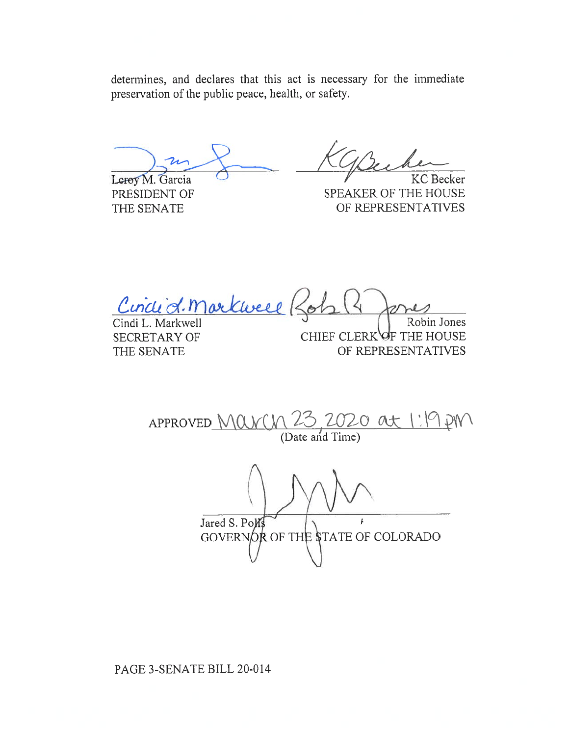determines, and declares that this act is necessary for the immediate preservation of the public peace, health, or safety.

Leroy M. Garcia
PRESIDENT OF
THE SENATE

KC Becker
SPEAKER OF THE HOUSE
OF REPRESENTATIVES

Cindi L. Markwell
SECRETARY OF
THE SENATE

Robin Jones
CHIEF CLERK OF THE HOUSE
OF REPRESENTATIVES

APPROVED March 23, 2020 at 1:19 pm
(Date and Time)

Jared S. Polis
GOVERNOR OF THE STATE OF COLORADO

PAGE 3-SENATE BILL 20-014